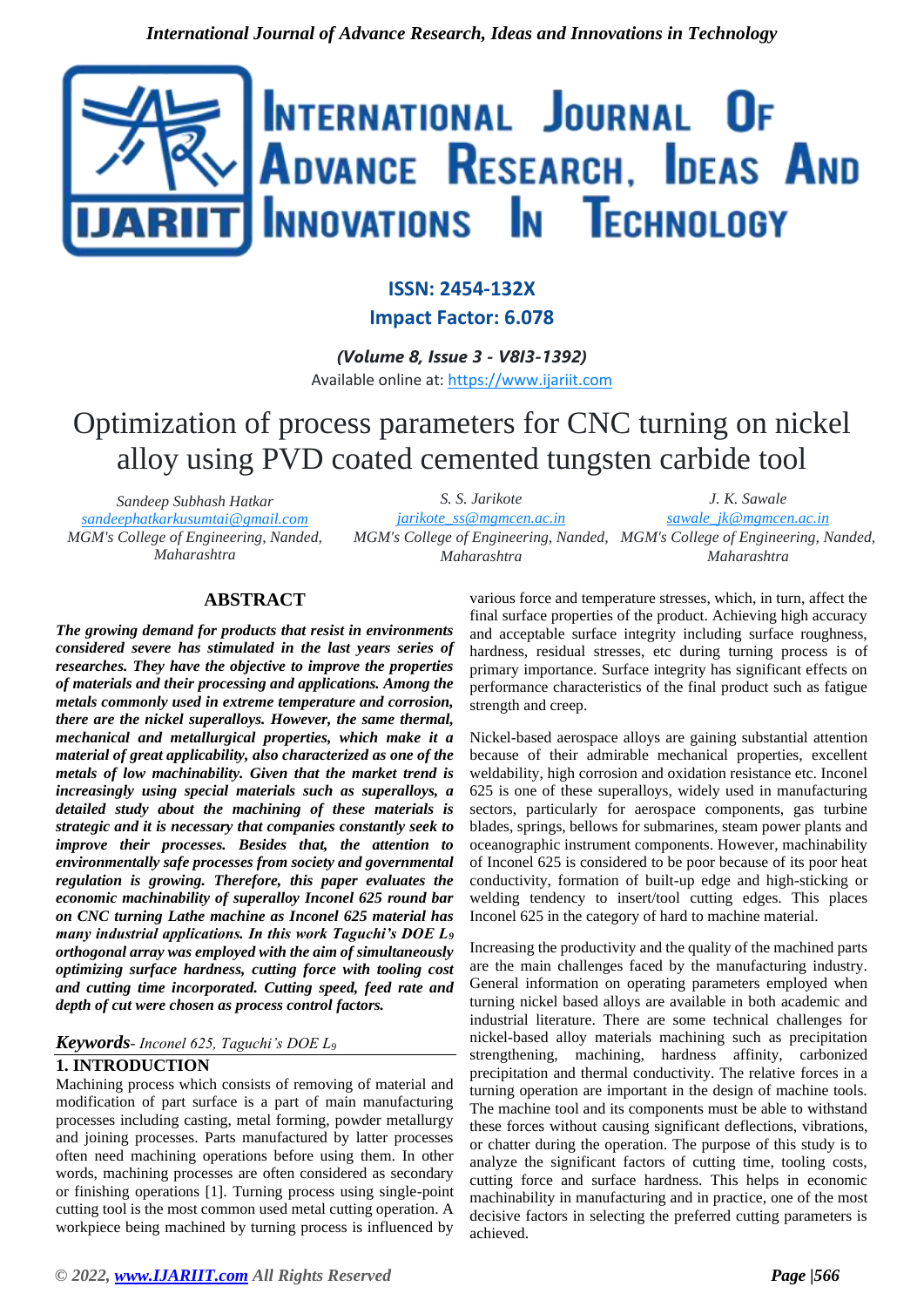# Optimization of process parameters for CNC turning on nickel alloy using PVD coated cemented tungsten carbide tool

*Sandeep Subhash Hatkar*
sandeephatkarkusumtai@gmail.com
*MGM's College of Engineering, Nanded, Maharashtra*

*S. S. Jarikote*
jarikote_ss@mgmcen.ac.in
*MGM's College of Engineering, Nanded, Maharashtra*

*J. K. Sawale*
sawale_jk@mgmcen.ac.in
*MGM's College of Engineering, Nanded, Maharashtra*

## ABSTRACT

***The growing demand for products that resist in environments considered severe has stimulated in the last years series of researches. They have the objective to improve the properties of materials and their processing and applications. Among the metals commonly used in extreme temperature and corrosion, there are the nickel superalloys. However, the same thermal, mechanical and metallurgical properties, which make it a material of great applicability, also characterized as one of the metals of low machinability. Given that the market trend is increasingly using special materials such as superalloys, a detailed study about the machining of these materials is strategic and it is necessary that companies constantly seek to improve their processes. Besides that, the attention to environmentally safe processes from society and governmental regulation is growing. Therefore, this paper evaluates the economic machinability of superalloy Inconel 625 round bar on CNC turning Lathe machine as Inconel 625 material has many industrial applications. In this work Taguchi's DOE $L_9$ orthogonal array was employed with the aim of simultaneously optimizing surface hardness, cutting force with tooling cost and cutting time incorporated. Cutting speed, feed rate and depth of cut were chosen as process control factors.***

***Keywords****- Inconel 625, Taguchi's DOE $L_9$*

## 1. INTRODUCTION

Machining process which consists of removing of material and modification of part surface is a part of main manufacturing processes including casting, metal forming, powder metallurgy and joining processes. Parts manufactured by latter processes often need machining operations before using them. In other words, machining processes are often considered as secondary or finishing operations [1]. Turning process using single-point cutting tool is the most common used metal cutting operation. A workpiece being machined by turning process is influenced by various force and temperature stresses, which, in turn, affect the final surface properties of the product. Achieving high accuracy and acceptable surface integrity including surface roughness, hardness, residual stresses, etc during turning process is of primary importance. Surface integrity has significant effects on performance characteristics of the final product such as fatigue strength and creep.

Nickel-based aerospace alloys are gaining substantial attention because of their admirable mechanical properties, excellent weldability, high corrosion and oxidation resistance etc. Inconel 625 is one of these superalloys, widely used in manufacturing sectors, particularly for aerospace components, gas turbine blades, springs, bellows for submarines, steam power plants and oceanographic instrument components. However, machinability of Inconel 625 is considered to be poor because of its poor heat conductivity, formation of built-up edge and high-sticking or welding tendency to insert/tool cutting edges. This places Inconel 625 in the category of hard to machine material.

Increasing the productivity and the quality of the machined parts are the main challenges faced by the manufacturing industry. General information on operating parameters employed when turning nickel based alloys are available in both academic and industrial literature. There are some technical challenges for nickel-based alloy materials machining such as precipitation strengthening, machining, hardness affinity, carbonized precipitation and thermal conductivity. The relative forces in a turning operation are important in the design of machine tools. The machine tool and its components must be able to withstand these forces without causing significant deflections, vibrations, or chatter during the operation. The purpose of this study is to analyze the significant factors of cutting time, tooling costs, cutting force and surface hardness. This helps in economic machinability in manufacturing and in practice, one of the most decisive factors in selecting the preferred cutting parameters is achieved.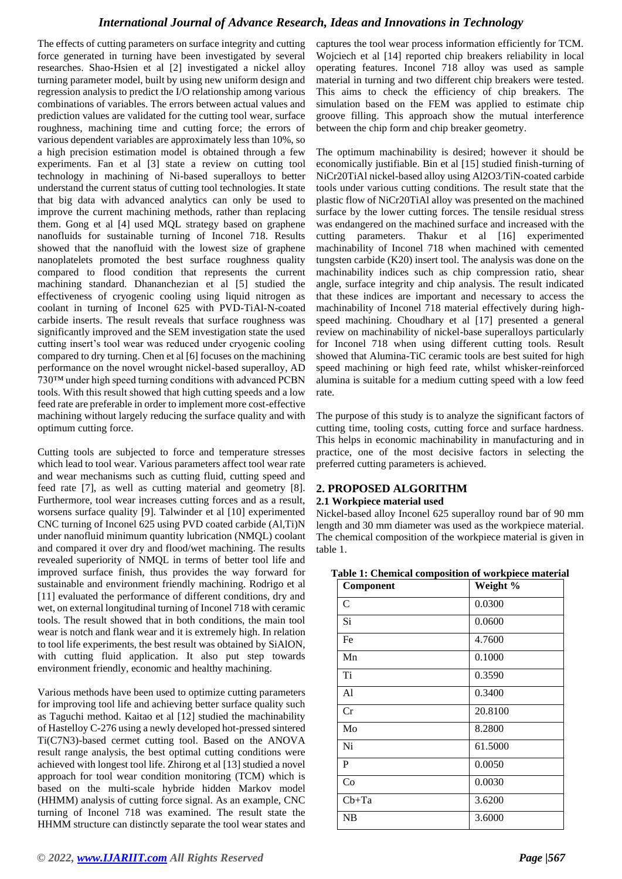The effects of cutting parameters on surface integrity and cutting force generated in turning have been investigated by several researches. Shao-Hsien et al [2] investigated a nickel alloy turning parameter model, built by using new uniform design and regression analysis to predict the I/O relationship among various combinations of variables. The errors between actual values and prediction values are validated for the cutting tool wear, surface roughness, machining time and cutting force; the errors of various dependent variables are approximately less than 10%, so a high precision estimation model is obtained through a few experiments. Fan et al [3] state a review on cutting tool technology in machining of Ni-based superalloys to better understand the current status of cutting tool technologies. It state that big data with advanced analytics can only be used to improve the current machining methods, rather than replacing them. Gong et al [4] used MQL strategy based on graphene nanofluids for sustainable turning of Inconel 718. Results showed that the nanofluid with the lowest size of graphene nanoplatelets promoted the best surface roughness quality compared to flood condition that represents the current machining standard. Dhananchezian et al [5] studied the effectiveness of cryogenic cooling using liquid nitrogen as coolant in turning of Inconel 625 with PVD-TiAl-N-coated carbide inserts. The result reveals that surface roughness was significantly improved and the SEM investigation state the used cutting insert's tool wear was reduced under cryogenic cooling compared to dry turning. Chen et al [6] focuses on the machining performance on the novel wrought nickel-based superalloy, AD 730™ under high speed turning conditions with advanced PCBN tools. With this result showed that high cutting speeds and a low feed rate are preferable in order to implement more cost-effective machining without largely reducing the surface quality and with optimum cutting force.

Cutting tools are subjected to force and temperature stresses which lead to tool wear. Various parameters affect tool wear rate and wear mechanisms such as cutting fluid, cutting speed and feed rate [7], as well as cutting material and geometry [8]. Furthermore, tool wear increases cutting forces and as a result, worsens surface quality [9]. Talwinder et al [10] experimented CNC turning of Inconel 625 using PVD coated carbide (Al,Ti)N under nanofluid minimum quantity lubrication (NMQL) coolant and compared it over dry and flood/wet machining. The results revealed superiority of NMQL in terms of better tool life and improved surface finish, thus provides the way forward for sustainable and environment friendly machining. Rodrigo et al [11] evaluated the performance of different conditions, dry and wet, on external longitudinal turning of Inconel 718 with ceramic tools. The result showed that in both conditions, the main tool wear is notch and flank wear and it is extremely high. In relation to tool life experiments, the best result was obtained by SiAlON, with cutting fluid application. It also put step towards environment friendly, economic and healthy machining.

Various methods have been used to optimize cutting parameters for improving tool life and achieving better surface quality such as Taguchi method. Kaitao et al [12] studied the machinability of Hastelloy C-276 using a newly developed hot-pressed sintered Ti(C7N3)-based cermet cutting tool. Based on the ANOVA result range analysis, the best optimal cutting conditions were achieved with longest tool life. Zhirong et al [13] studied a novel approach for tool wear condition monitoring (TCM) which is based on the multi-scale hybride hidden Markov model (HHMM) analysis of cutting force signal. As an example, CNC turning of Inconel 718 was examined. The result state the HHMM structure can distinctly separate the tool wear states and captures the tool wear process information efficiently for TCM. Wojciech et al [14] reported chip breakers reliability in local operating features. Inconel 718 alloy was used as sample material in turning and two different chip breakers were tested. This aims to check the efficiency of chip breakers. The simulation based on the FEM was applied to estimate chip groove filling. This approach show the mutual interference between the chip form and chip breaker geometry.

The optimum machinability is desired; however it should be economically justifiable. Bin et al [15] studied finish-turning of NiCr20TiAl nickel-based alloy using $Al_2O_3$/TiN-coated carbide tools under various cutting conditions. The result state that the plastic flow of NiCr20TiAl alloy was presented on the machined surface by the lower cutting forces. The tensile residual stress was endangered on the machined surface and increased with the cutting parameters. Thakur et al [16] experimented machinability of Inconel 718 when machined with cemented tungsten carbide (K20) insert tool. The analysis was done on the machinability indices such as chip compression ratio, shear angle, surface integrity and chip analysis. The result indicated that these indices are important and necessary to access the machinability of Inconel 718 material effectively during high-speed machining. Choudhary et al [17] presented a general review on machinability of nickel-base superalloys particularly for Inconel 718 when using different cutting tools. Result showed that Alumina-TiC ceramic tools are best suited for high speed machining or high feed rate, whilst whisker-reinforced alumina is suitable for a medium cutting speed with a low feed rate.

The purpose of this study is to analyze the significant factors of cutting time, tooling costs, cutting force and surface hardness. This helps in economic machinability in manufacturing and in practice, one of the most decisive factors in selecting the preferred cutting parameters is achieved.

## 2. PROPOSED ALGORITHM

### 2.1 Workpiece material used

Nickel-based alloy Inconel 625 superalloy round bar of 90 mm length and 30 mm diameter was used as the workpiece material. The chemical composition of the workpiece material is given in table 1.

**Table 1: Chemical composition of workpiece material**

| Component | Weight % |
|---|---|
| C | 0.0300 |
| Si | 0.0600 |
| Fe | 4.7600 |
| Mn | 0.1000 |
| Ti | 0.3590 |
| Al | 0.3400 |
| Cr | 20.8100 |
| Mo | 8.2800 |
| Ni | 61.5000 |
| P | 0.0050 |
| Co | 0.0030 |
| Cb+Ta | 3.6200 |
| NB | 3.6000 |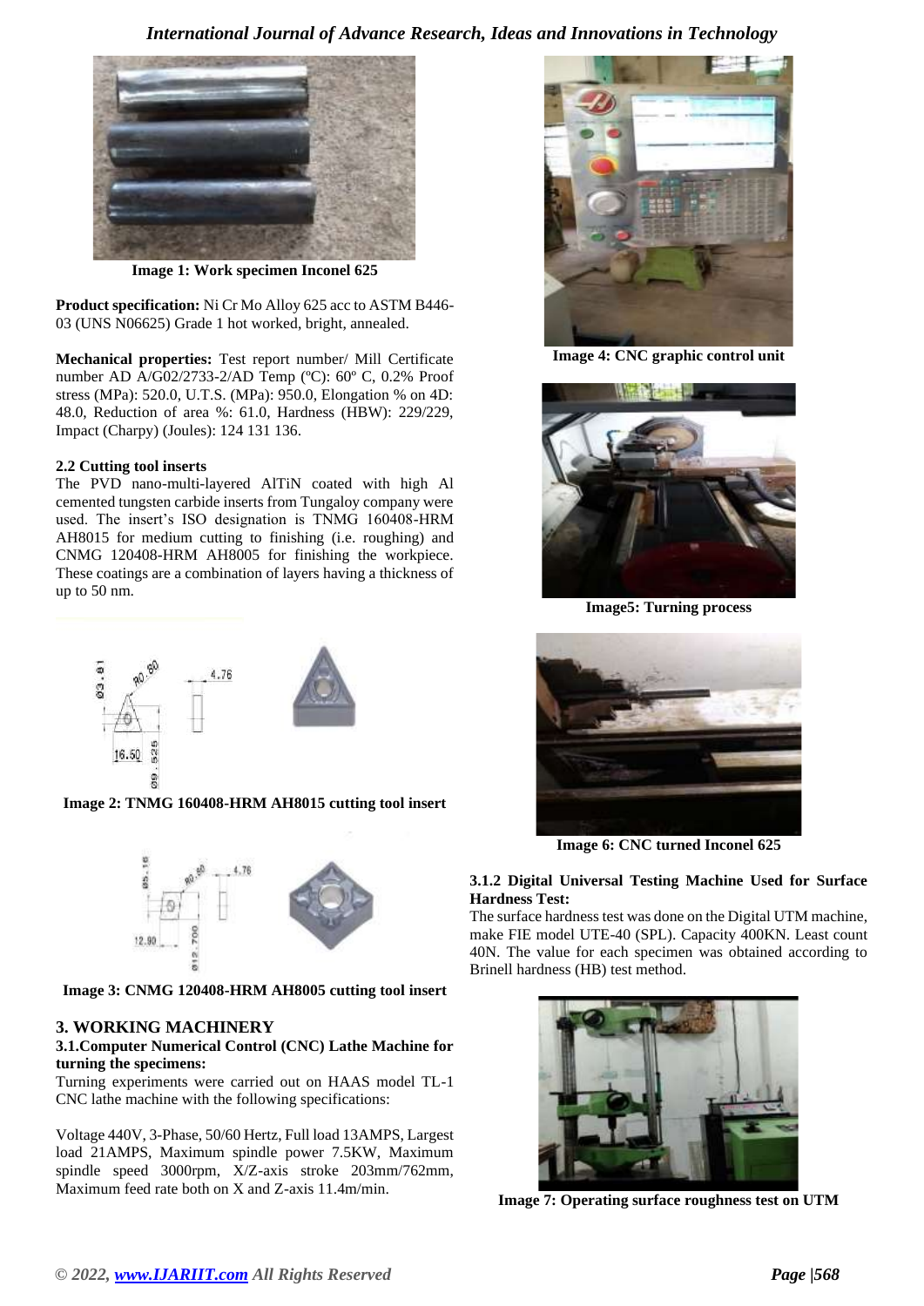Image 1: Work specimen Inconel 625

**Product specification:** Ni Cr Mo Alloy 625 acc to ASTM B446-03 (UNS N06625) Grade 1 hot worked, bright, annealed.

**Mechanical properties:** Test report number/ Mill Certificate number AD A/G02/2733-2/AD Temp (ºC): 60º C, 0.2% Proof stress (MPa): 520.0, U.T.S. (MPa): 950.0, Elongation % on 4D: 48.0, Reduction of area %: 61.0, Hardness (HBW): 229/229, Impact (Charpy) (Joules): 124 131 136.

### 2.2 Cutting tool inserts

The PVD nano-multi-layered AlTiN coated with high Al cemented tungsten carbide inserts from Tungaloy company were used. The insert's ISO designation is TNMG 160408-HRM AH8015 for medium cutting to finishing (i.e. roughing) and CNMG 120408-HRM AH8005 for finishing the workpiece. These coatings are a combination of layers having a thickness of up to 50 nm.

Image 2: TNMG 160408-HRM AH8015 cutting tool insert

Image 3: CNMG 120408-HRM AH8005 cutting tool insert

## 3. WORKING MACHINERY

### 3.1.Computer Numerical Control (CNC) Lathe Machine for turning the specimens:

Turning experiments were carried out on HAAS model TL-1 CNC lathe machine with the following specifications:

Voltage 440V, 3-Phase, 50/60 Hertz, Full load 13AMPS, Largest load 21AMPS, Maximum spindle power 7.5KW, Maximum spindle speed 3000rpm, X/Z-axis stroke 203mm/762mm, Maximum feed rate both on X and Z-axis 11.4m/min.

Image 4: CNC graphic control unit

Image5: Turning process

Image 6: CNC turned Inconel 625

### 3.1.2 Digital Universal Testing Machine Used for Surface Hardness Test:

The surface hardness test was done on the Digital UTM machine, make FIE model UTE-40 (SPL). Capacity 400KN. Least count 40N. The value for each specimen was obtained according to Brinell hardness (HB) test method.

Image 7: Operating surface roughness test on UTM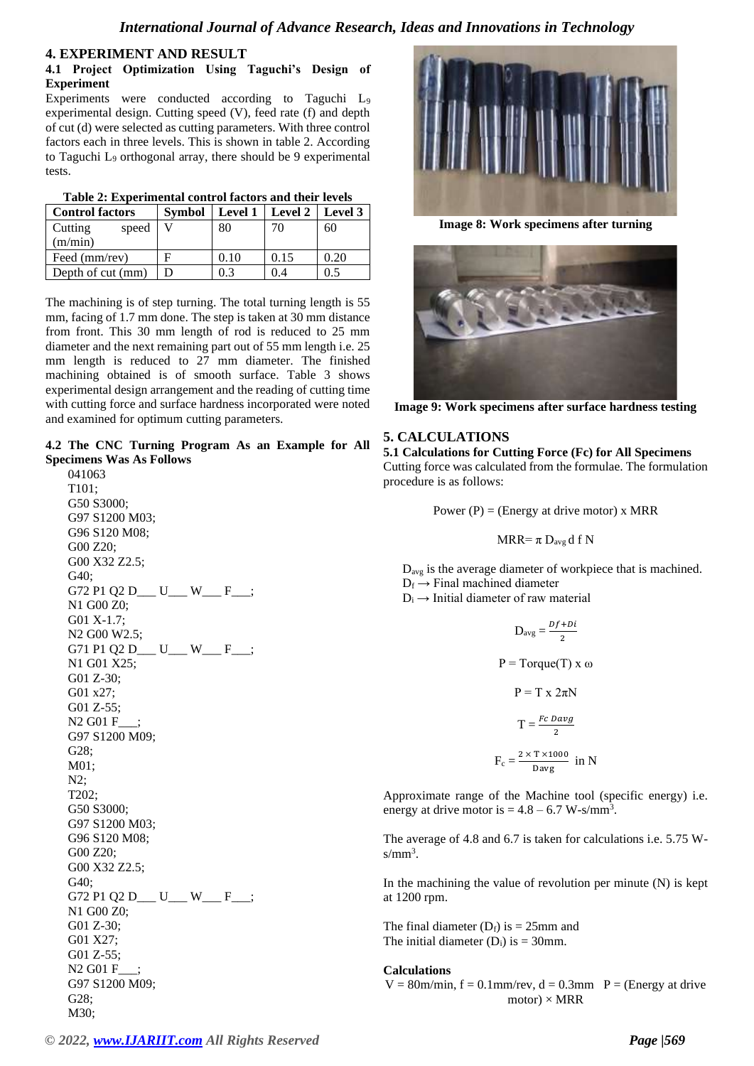## 4. EXPERIMENT AND RESULT

### 4.1 Project Optimization Using Taguchi's Design of Experiment

Experiments were conducted according to Taguchi $L_9$ experimental design. Cutting speed (V), feed rate (f) and depth of cut (d) were selected as cutting parameters. With three control factors each in three levels. This is shown in table 2. According to Taguchi $L_9$ orthogonal array, there should be 9 experimental tests.

**Table 2: Experimental control factors and their levels**

| Control factors | Symbol | Level 1 | Level 2 | Level 3 |
|---|---|---|---|---|
| Cutting speed (m/min) | V | 80 | 70 | 60 |
| Feed (mm/rev) | F | 0.10 | 0.15 | 0.20 |
| Depth of cut (mm) | D | 0.3 | 0.4 | 0.5 |

The machining is of step turning. The total turning length is 55 mm, facing of 1.7 mm done. The step is taken at 30 mm distance from front. This 30 mm length of rod is reduced to 25 mm diameter and the next remaining part out of 55 mm length i.e. 25 mm length is reduced to 27 mm diameter. The finished machining obtained is of smooth surface. Table 3 shows experimental design arrangement and the reading of cutting time with cutting force and surface hardness incorporated were noted and examined for optimum cutting parameters.

### 4.2 The CNC Turning Program As an Example for All Specimens Was As Follows

```
041063
T101;
G50 S3000;
G97 S1200 M03;
G96 S120 M08;
G00 Z20;
G00 X32 Z2.5;
G40;
G72 P1 Q2 D___ U___ W___ F___;
N1 G00 Z0;
G01 X-1.7;
N2 G00 W2.5;
G71 P1 Q2 D___ U___ W___ F___;
N1 G01 X25;
G01 Z-30;
G01 x27;
G01 Z-55;
N2 G01 F___;
G97 S1200 M09;
G28;
M01;
N2;
T202;
G50 S3000;
G97 S1200 M03;
G96 S120 M08;
G00 Z20;
G00 X32 Z2.5;
G40;
G72 P1 Q2 D___ U___ W___ F___;
N1 G00 Z0;
G01 Z-30;
G01 X27;
G01 Z-55;
N2 G01 F___;
G97 S1200 M09;
G28;
M30;
```

**Image 8: Work specimens after turning**

**Image 9: Work specimens after surface hardness testing**

## 5. CALCULATIONS

### 5.1 Calculations for Cutting Force (Fc) for All Specimens

Cutting force was calculated from the formulae. The formulation procedure is as follows:

$$\text{Power (P)} = (\text{Energy at drive motor}) \times \text{MRR}$$

$$\text{MRR} = \pi\, D_{avg}\, d\, f\, N$$

$D_{avg}$ is the average diameter of workpiece that is machined.
$D_f \rightarrow$ Final machined diameter
$D_i \rightarrow$ Initial diameter of raw material

$$D_{avg} = \frac{Df + Di}{2}$$

$$P = \text{Torque}(T) \times \omega$$

$$P = T \times 2\pi N$$

$$T = \frac{Fc\; Davg}{2}$$

$$F_c = \frac{2 \times T \times 1000}{Davg} \text{ in N}$$

Approximate range of the Machine tool (specific energy) i.e. energy at drive motor is = 4.8 – 6.7 W-s/mm$^3$.

The average of 4.8 and 6.7 is taken for calculations i.e. 5.75 W-s/mm$^3$.

In the machining the value of revolution per minute (N) is kept at 1200 rpm.

The final diameter ($D_f$) is = 25mm and
The initial diameter ($D_i$) is = 30mm.

**Calculations**

V = 80m/min, f = 0.1mm/rev, d = 0.3mm   P = (Energy at drive motor) × MRR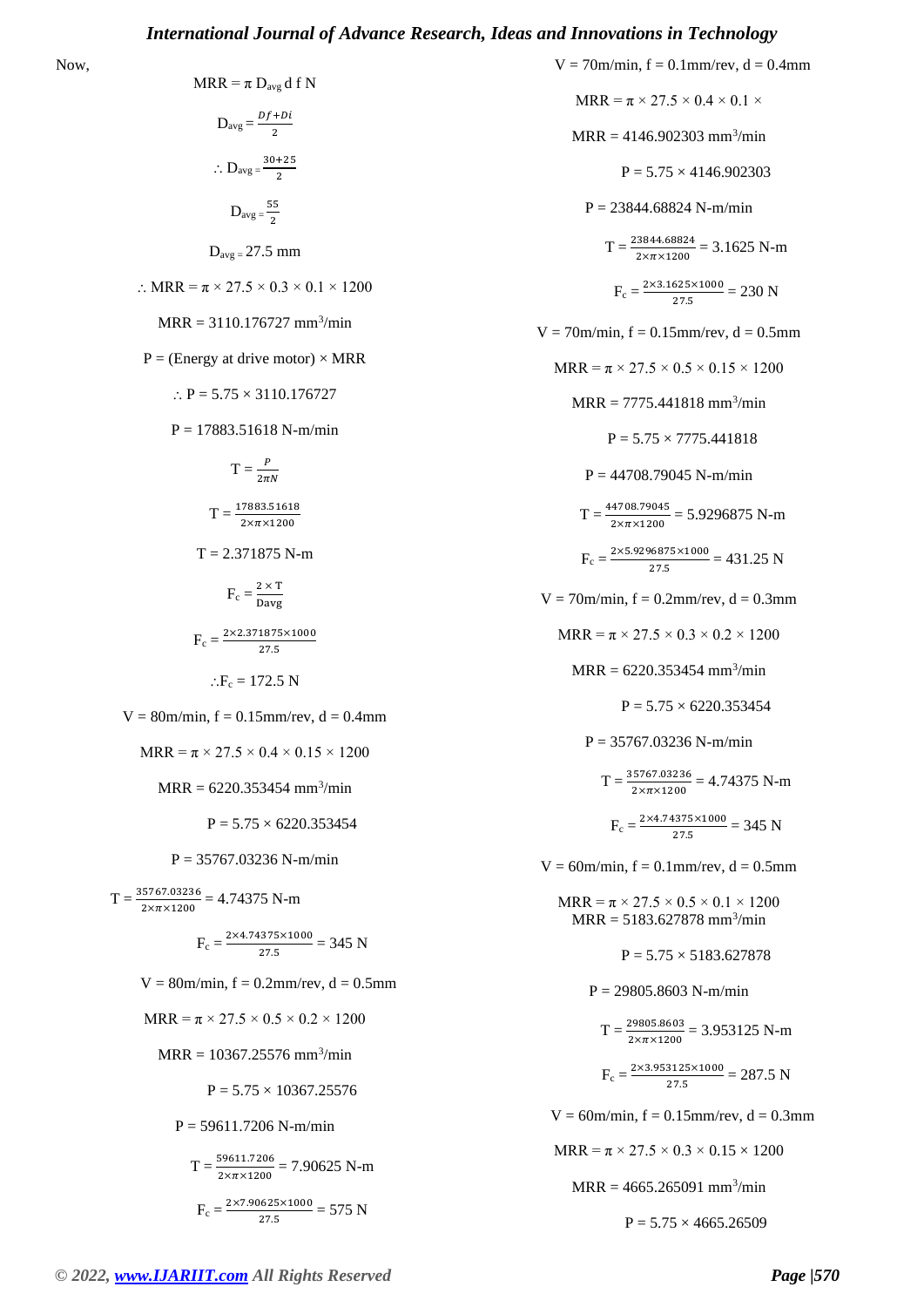Now,

$$MRR = \pi D_{avg} d f N$$

$$D_{avg} = \frac{Df+Di}{2}$$

$$\therefore D_{avg} = \frac{30+25}{2}$$

$$D_{avg} = \frac{55}{2}$$

$$D_{avg} = 27.5 \text{ mm}$$

$$\therefore MRR = \pi \times 27.5 \times 0.3 \times 0.1 \times 1200$$

$$MRR = 3110.176727 \text{ mm}^3/\text{min}$$

$$P = (\text{Energy at drive motor}) \times MRR$$

$$\therefore P = 5.75 \times 3110.176727$$

$$P = 17883.51618 \text{ N-m/min}$$

$$T = \frac{P}{2\pi N}$$

$$T = \frac{17883.51618}{2\times\pi\times1200}$$

$$T = 2.371875 \text{ N-m}$$

$$F_c = \frac{2\times T}{\text{Davg}}$$

$$F_c = \frac{2\times2.371875\times1000}{27.5}$$

$$\therefore F_c = 172.5 \text{ N}$$

V = 80m/min, f = 0.15mm/rev, d = 0.4mm

$$MRR = \pi \times 27.5 \times 0.4 \times 0.15 \times 1200$$

$$MRR = 6220.353454 \text{ mm}^3/\text{min}$$

$$P = 5.75 \times 6220.353454$$

$$P = 35767.03236 \text{ N-m/min}$$

$$T = \frac{35767.03236}{2\times\pi\times1200} = 4.74375 \text{ N-m}$$

$$F_c = \frac{2\times4.74375\times1000}{27.5} = 345 \text{ N}$$

V = 80m/min, f = 0.2mm/rev, d = 0.5mm

$$MRR = \pi \times 27.5 \times 0.5 \times 0.2 \times 1200$$

$$MRR = 10367.25576 \text{ mm}^3/\text{min}$$

$$P = 5.75 \times 10367.25576$$

$$P = 59611.7206 \text{ N-m/min}$$

$$T = \frac{59611.7206}{2\times\pi\times1200} = 7.90625 \text{ N-m}$$

$$F_c = \frac{2\times7.90625\times1000}{27.5} = 575 \text{ N}$$

V = 70m/min, f = 0.1mm/rev, d = 0.4mm

$$MRR = \pi \times 27.5 \times 0.4 \times 0.1 \times$$

$$MRR = 4146.902303 \text{ mm}^3/\text{min}$$

$$P = 5.75 \times 4146.902303$$

$$P = 23844.68824 \text{ N-m/min}$$

$$T = \frac{23844.68824}{2\times\pi\times1200} = 3.1625 \text{ N-m}$$

$$F_c = \frac{2\times3.1625\times1000}{27.5} = 230 \text{ N}$$

V = 70m/min, f = 0.15mm/rev, d = 0.5mm

$$MRR = \pi \times 27.5 \times 0.5 \times 0.15 \times 1200$$

$$MRR = 7775.441818 \text{ mm}^3/\text{min}$$

$$P = 5.75 \times 7775.441818$$

$$P = 44708.79045 \text{ N-m/min}$$

$$T = \frac{44708.79045}{2\times\pi\times1200} = 5.9296875 \text{ N-m}$$

$$F_c = \frac{2\times5.9296875\times1000}{27.5} = 431.25 \text{ N}$$

V = 70m/min, f = 0.2mm/rev, d = 0.3mm

$$MRR = \pi \times 27.5 \times 0.3 \times 0.2 \times 1200$$

$$MRR = 6220.353454 \text{ mm}^3/\text{min}$$

$$P = 5.75 \times 6220.353454$$

$$P = 35767.03236 \text{ N-m/min}$$

$$T = \frac{35767.03236}{2\times\pi\times1200} = 4.74375 \text{ N-m}$$

$$F_c = \frac{2\times4.74375\times1000}{27.5} = 345 \text{ N}$$

V = 60m/min, f = 0.1mm/rev, d = 0.5mm

$$MRR = \pi \times 27.5 \times 0.5 \times 0.1 \times 1200$$

$$MRR = 5183.627878 \text{ mm}^3/\text{min}$$

$$P = 5.75 \times 5183.627878$$

$$P = 29805.8603 \text{ N-m/min}$$

$$T = \frac{29805.8603}{2\times\pi\times1200} = 3.953125 \text{ N-m}$$

$$F_c = \frac{2\times3.953125\times1000}{27.5} = 287.5 \text{ N}$$

V = 60m/min, f = 0.15mm/rev, d = 0.3mm

$$MRR = \pi \times 27.5 \times 0.3 \times 0.15 \times 1200$$

$$MRR = 4665.265091 \text{ mm}^3/\text{min}$$

$$P = 5.75 \times 4665.26509$$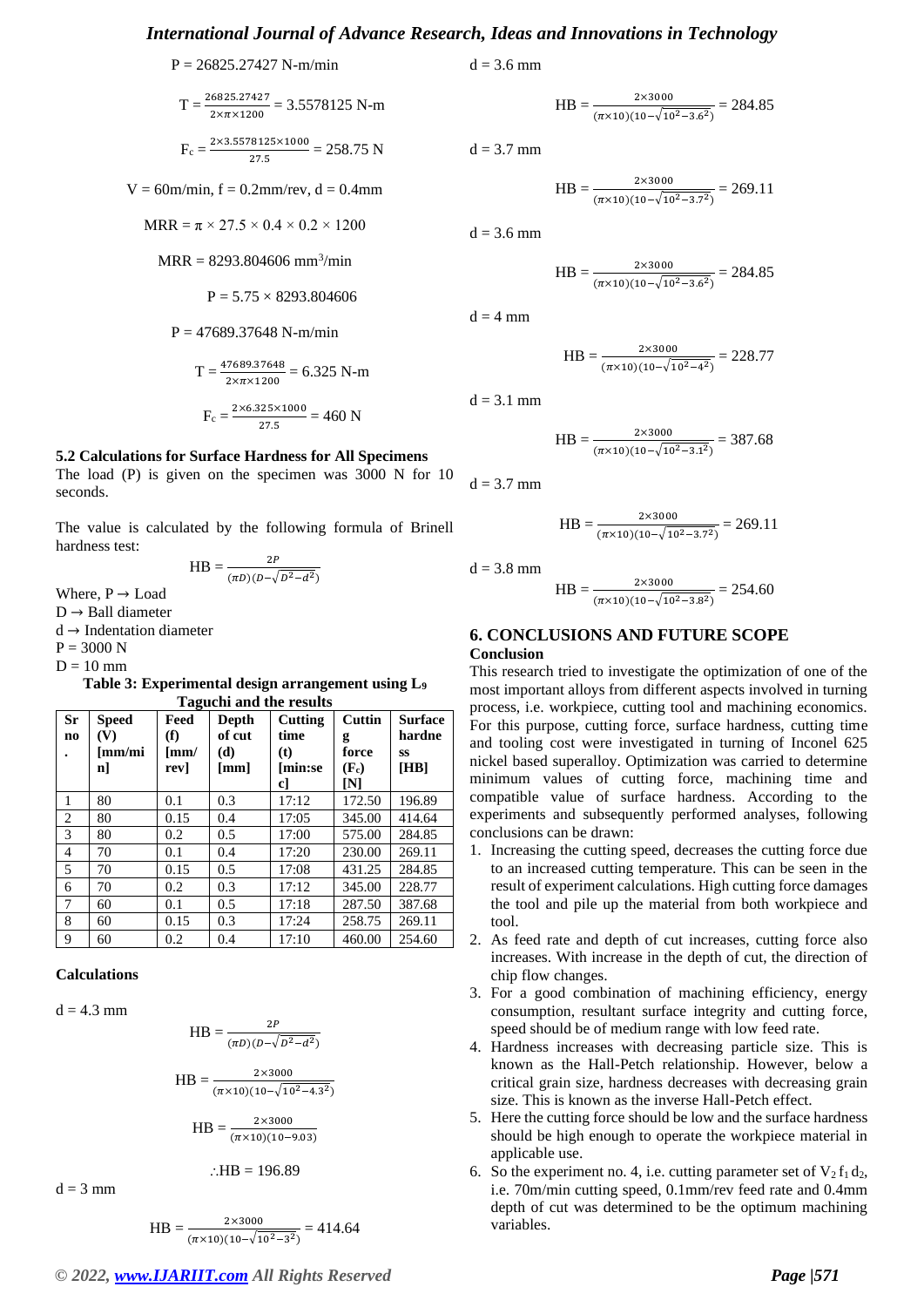$$P = 26825.27427 \text{ N-m/min}$$

$$T = \frac{26825.27427}{2\times\pi\times1200} = 3.5578125 \text{ N-m}$$

$$F_c = \frac{2\times3.5578125\times1000}{27.5} = 258.75 \text{ N}$$

V = 60m/min, f = 0.2mm/rev, d = 0.4mm

$$MRR = \pi \times 27.5 \times 0.4 \times 0.2 \times 1200$$

$$MRR = 8293.804606 \text{ mm}^3\text{/min}$$

$$P = 5.75 \times 8293.804606$$

$$P = 47689.37648 \text{ N-m/min}$$

$$T = \frac{47689.37648}{2\times\pi\times1200} = 6.325 \text{ N-m}$$

$$F_c = \frac{2\times6.325\times1000}{27.5} = 460 \text{ N}$$

### 5.2 Calculations for Surface Hardness for All Specimens

The load (P) is given on the specimen was 3000 N for 10 seconds.

The value is calculated by the following formula of Brinell hardness test:

$$HB = \frac{2P}{(\pi D)(D-\sqrt{D^2-d^2})}$$

Where, P → Load
D → Ball diameter
d → Indentation diameter
P = 3000 N
D = 10 mm

**Table 3: Experimental design arrangement using $L_9$ Taguchi and the results**

| Sr no. | Speed (V) [mm/min] | Feed (f) [mm/rev] | Depth of cut (d) [mm] | Cutting time (t) [min:sec] | Cutting force ($F_c$) [N] | Surface hardness [HB] |
|---|---|---|---|---|---|---|
| 1 | 80 | 0.1 | 0.3 | 17:12 | 172.50 | 196.89 |
| 2 | 80 | 0.15 | 0.4 | 17:05 | 345.00 | 414.64 |
| 3 | 80 | 0.2 | 0.5 | 17:00 | 575.00 | 284.85 |
| 4 | 70 | 0.1 | 0.4 | 17:20 | 230.00 | 269.11 |
| 5 | 70 | 0.15 | 0.5 | 17:08 | 431.25 | 284.85 |
| 6 | 70 | 0.2 | 0.3 | 17:12 | 345.00 | 228.77 |
| 7 | 60 | 0.1 | 0.5 | 17:18 | 287.50 | 387.68 |
| 8 | 60 | 0.15 | 0.3 | 17:24 | 258.75 | 269.11 |
| 9 | 60 | 0.2 | 0.4 | 17:10 | 460.00 | 254.60 |

**Calculations**

d = 4.3 mm

$$HB = \frac{2P}{(\pi D)(D-\sqrt{D^2-d^2})}$$

$$HB = \frac{2\times3000}{(\pi\times10)(10-\sqrt{10^2-4.3^2})}$$

$$HB = \frac{2\times3000}{(\pi\times10)(10-9.03)}$$

$$\therefore HB = 196.89$$

d = 3 mm

$$HB = \frac{2\times3000}{(\pi\times10)(10-\sqrt{10^2-3^2})} = 414.64$$

d = 3.6 mm

$$HB = \frac{2\times3000}{(\pi\times10)(10-\sqrt{10^2-3.6^2})} = 284.85$$

d = 3.7 mm

$$HB = \frac{2\times3000}{(\pi\times10)(10-\sqrt{10^2-3.7^2})} = 269.11$$

d = 3.6 mm

$$HB = \frac{2\times3000}{(\pi\times10)(10-\sqrt{10^2-3.6^2})} = 284.85$$

d = 4 mm

$$HB = \frac{2\times3000}{(\pi\times10)(10-\sqrt{10^2-4^2})} = 228.77$$

d = 3.1 mm

$$HB = \frac{2\times3000}{(\pi\times10)(10-\sqrt{10^2-3.1^2})} = 387.68$$

d = 3.7 mm

$$HB = \frac{2\times3000}{(\pi\times10)(10-\sqrt{10^2-3.7^2})} = 269.11$$

d = 3.8 mm

$$HB = \frac{2\times3000}{(\pi\times10)(10-\sqrt{10^2-3.8^2})} = 254.60$$

## 6. CONCLUSIONS AND FUTURE SCOPE

**Conclusion**

This research tried to investigate the optimization of one of the most important alloys from different aspects involved in turning process, i.e. workpiece, cutting tool and machining economics. For this purpose, cutting force, surface hardness, cutting time and tooling cost were investigated in turning of Inconel 625 nickel based superalloy. Optimization was carried to determine minimum values of cutting force, machining time and compatible value of surface hardness. According to the experiments and subsequently performed analyses, following conclusions can be drawn:

1. Increasing the cutting speed, decreases the cutting force due to an increased cutting temperature. This can be seen in the result of experiment calculations. High cutting force damages the tool and pile up the material from both workpiece and tool.
2. As feed rate and depth of cut increases, cutting force also increases. With increase in the depth of cut, the direction of chip flow changes.
3. For a good combination of machining efficiency, energy consumption, resultant surface integrity and cutting force, speed should be of medium range with low feed rate.
4. Hardness increases with decreasing particle size. This is known as the Hall-Petch relationship. However, below a critical grain size, hardness decreases with decreasing grain size. This is known as the inverse Hall-Petch effect.
5. Here the cutting force should be low and the surface hardness should be high enough to operate the workpiece material in applicable use.
6. So the experiment no. 4, i.e. cutting parameter set of $V_2 f_1 d_2$, i.e. 70m/min cutting speed, 0.1mm/rev feed rate and 0.4mm depth of cut was determined to be the optimum machining variables.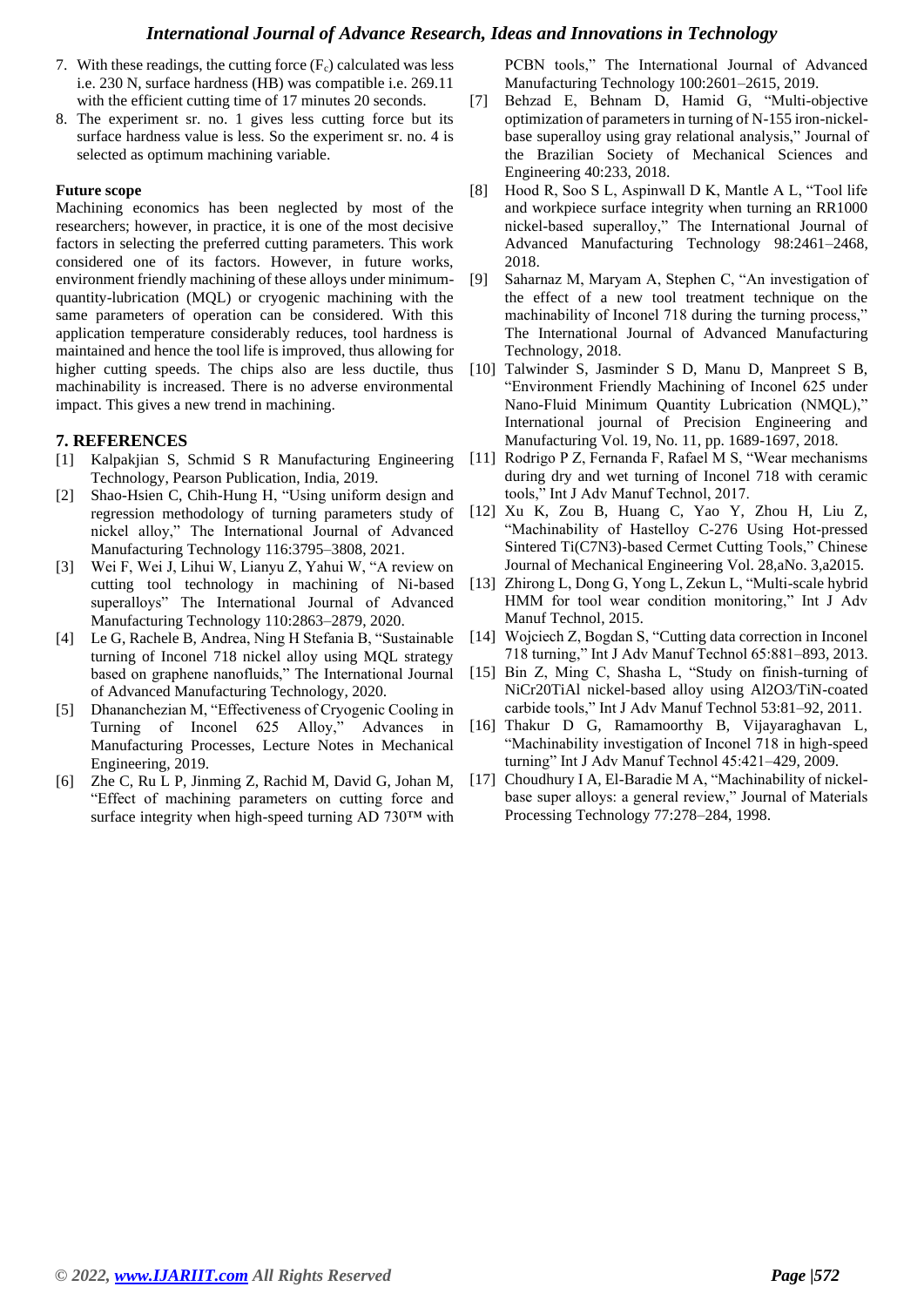7. With these readings, the cutting force ($F_c$) calculated was less i.e. 230 N, surface hardness (HB) was compatible i.e. 269.11 with the efficient cutting time of 17 minutes 20 seconds.
8. The experiment sr. no. 1 gives less cutting force but its surface hardness value is less. So the experiment sr. no. 4 is selected as optimum machining variable.

**Future scope**

Machining economics has been neglected by most of the researchers; however, in practice, it is one of the most decisive factors in selecting the preferred cutting parameters. This work considered one of its factors. However, in future works, environment friendly machining of these alloys under minimum-quantity-lubrication (MQL) or cryogenic machining with the same parameters of operation can be considered. With this application temperature considerably reduces, tool hardness is maintained and hence the tool life is improved, thus allowing for higher cutting speeds. The chips also are less ductile, thus machinability is increased. There is no adverse environmental impact. This gives a new trend in machining.

## 7. REFERENCES

[1] Kalpakjian S, Schmid S R Manufacturing Engineering Technology, Pearson Publication, India, 2019.

[2] Shao-Hsien C, Chih-Hung H, "Using uniform design and regression methodology of turning parameters study of nickel alloy," The International Journal of Advanced Manufacturing Technology 116:3795–3808, 2021.

[3] Wei F, Wei J, Lihui W, Lianyu Z, Yahui W, "A review on cutting tool technology in machining of Ni-based superalloys" The International Journal of Advanced Manufacturing Technology 110:2863–2879, 2020.

[4] Le G, Rachele B, Andrea, Ning H Stefania B, "Sustainable turning of Inconel 718 nickel alloy using MQL strategy based on graphene nanofluids," The International Journal of Advanced Manufacturing Technology, 2020.

[5] Dhananchezian M, "Effectiveness of Cryogenic Cooling in Turning of Inconel 625 Alloy," Advances in Manufacturing Processes, Lecture Notes in Mechanical Engineering, 2019.

[6] Zhe C, Ru L P, Jinming Z, Rachid M, David G, Johan M, "Effect of machining parameters on cutting force and surface integrity when high-speed turning AD 730™ with PCBN tools," The International Journal of Advanced Manufacturing Technology 100:2601–2615, 2019.

[7] Behzad E, Behnam D, Hamid G, "Multi-objective optimization of parameters in turning of N-155 iron-nickel-base superalloy using gray relational analysis," Journal of the Brazilian Society of Mechanical Sciences and Engineering 40:233, 2018.

[8] Hood R, Soo S L, Aspinwall D K, Mantle A L, "Tool life and workpiece surface integrity when turning an RR1000 nickel-based superalloy," The International Journal of Advanced Manufacturing Technology 98:2461–2468, 2018.

[9] Saharnaz M, Maryam A, Stephen C, "An investigation of the effect of a new tool treatment technique on the machinability of Inconel 718 during the turning process," The International Journal of Advanced Manufacturing Technology, 2018.

[10] Talwinder S, Jasminder S D, Manu D, Manpreet S B, "Environment Friendly Machining of Inconel 625 under Nano-Fluid Minimum Quantity Lubrication (NMQL)," International journal of Precision Engineering and Manufacturing Vol. 19, No. 11, pp. 1689-1697, 2018.

[11] Rodrigo P Z, Fernanda F, Rafael M S, "Wear mechanisms during dry and wet turning of Inconel 718 with ceramic tools," Int J Adv Manuf Technol, 2017.

[12] Xu K, Zou B, Huang C, Yao Y, Zhou H, Liu Z, "Machinability of Hastelloy C-276 Using Hot-pressed Sintered Ti(C7N3)-based Cermet Cutting Tools," Chinese Journal of Mechanical Engineering Vol. 28,aNo. 3,a2015.

[13] Zhirong L, Dong G, Yong L, Zekun L, "Multi-scale hybrid HMM for tool wear condition monitoring," Int J Adv Manuf Technol, 2015.

[14] Wojciech Z, Bogdan S, "Cutting data correction in Inconel 718 turning," Int J Adv Manuf Technol 65:881–893, 2013.

[15] Bin Z, Ming C, Shasha L, "Study on finish-turning of NiCr20TiAl nickel-based alloy using Al2O3/TiN-coated carbide tools," Int J Adv Manuf Technol 53:81–92, 2011.

[16] Thakur D G, Ramamoorthy B, Vijayaraghavan L, "Machinability investigation of Inconel 718 in high-speed turning" Int J Adv Manuf Technol 45:421–429, 2009.

[17] Choudhury I A, El-Baradie M A, "Machinability of nickel-base super alloys: a general review," Journal of Materials Processing Technology 77:278–284, 1998.